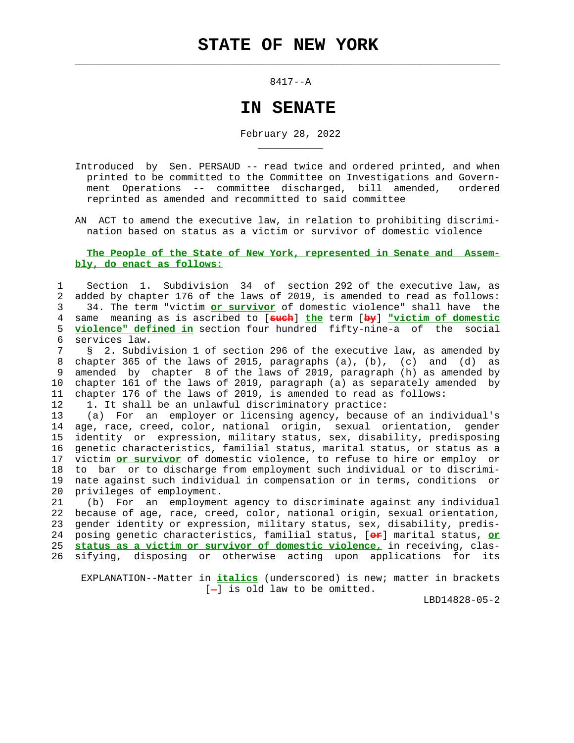# STATE OF NEW YORK

8417--A

## IN SENATE

February 28, 2022

Introduced by Sen. PERSAUD -- read twice and ordered printed, and when printed to be committed to the Committee on Investigations and Government Operations -- committee discharged, bill amended, ordered reprinted as amended and recommitted to said committee

AN ACT to amend the executive law, in relation to prohibiting discrimination based on status as a victim or survivor of domestic violence

**The People of the State of New York, represented in Senate and Assembly, do enact as follows:**

Section 1. Subdivision 34 of section 292 of the executive law, as added by chapter 176 of the laws of 2019, is amended to read as follows:

34. The term "victim **or survivor** of domestic violence" shall have the same meaning as is ascribed to [such] **the** term [by] **"victim of domestic violence" defined in** section four hundred fifty-nine-a of the social services law.

§ 2. Subdivision 1 of section 296 of the executive law, as amended by chapter 365 of the laws of 2015, paragraphs (a), (b), (c) and (d) as amended by chapter 8 of the laws of 2019, paragraph (h) as amended by chapter 161 of the laws of 2019, paragraph (a) as separately amended by chapter 176 of the laws of 2019, is amended to read as follows:

1. It shall be an unlawful discriminatory practice:

(a) For an employer or licensing agency, because of an individual's age, race, creed, color, national origin, sexual orientation, gender identity or expression, military status, sex, disability, predisposing genetic characteristics, familial status, marital status, or status as a victim **or survivor** of domestic violence, to refuse to hire or employ or to bar or to discharge from employment such individual or to discriminate against such individual in compensation or in terms, conditions or privileges of employment.

(b) For an employment agency to discriminate against any individual because of age, race, creed, color, national origin, sexual orientation, gender identity or expression, military status, sex, disability, predisposing genetic characteristics, familial status, [or] marital status, **or status as a victim or survivor of domestic violence,** in receiving, classifying, disposing or otherwise acting upon applications for its

EXPLANATION--Matter in ***italics*** (underscored) is new; matter in brackets [-] is old law to be omitted.

LBD14828-05-2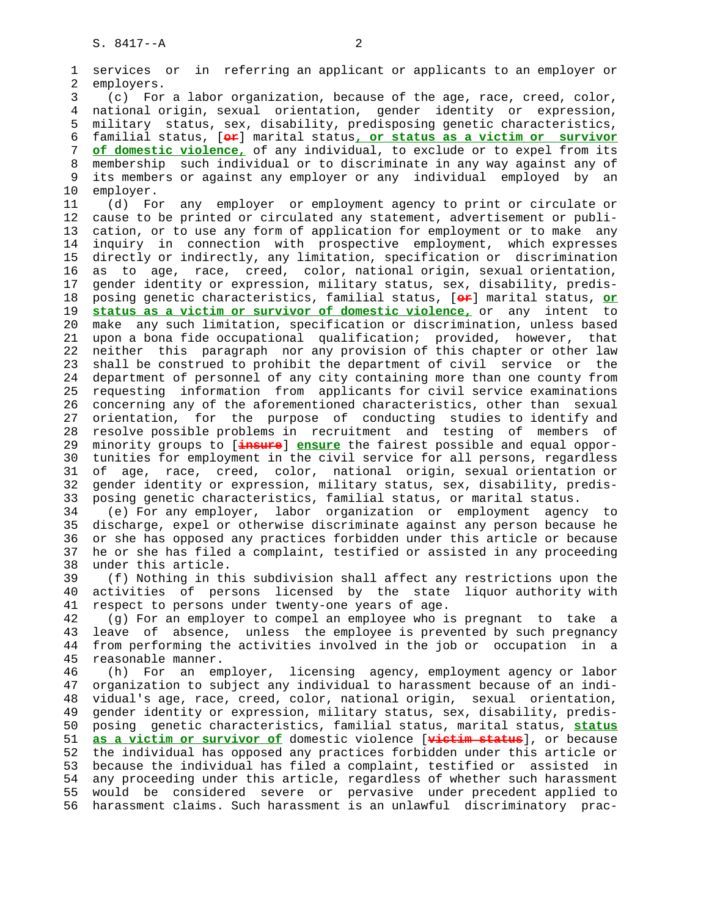services or in referring an applicant or applicants to an employer or employers.

(c) For a labor organization, because of the age, race, creed, color, national origin, sexual orientation, gender identity or expression, military status, sex, disability, predisposing genetic characteristics, familial status, [~~or~~] marital status**, or status as a victim or survivor of domestic violence,** of any individual, to exclude or to expel from its membership such individual or to discriminate in any way against any of its members or against any employer or any individual employed by an employer.

(d) For any employer or employment agency to print or circulate or cause to be printed or circulated any statement, advertisement or publication, or to use any form of application for employment or to make any inquiry in connection with prospective employment, which expresses directly or indirectly, any limitation, specification or discrimination as to age, race, creed, color, national origin, sexual orientation, gender identity or expression, military status, sex, disability, predisposing genetic characteristics, familial status, [~~or~~] marital status, **or status as a victim or survivor of domestic violence,** or any intent to make any such limitation, specification or discrimination, unless based upon a bona fide occupational qualification; provided, however, that neither this paragraph nor any provision of this chapter or other law shall be construed to prohibit the department of civil service or the department of personnel of any city containing more than one county from requesting information from applicants for civil service examinations concerning any of the aforementioned characteristics, other than sexual orientation, for the purpose of conducting studies to identify and resolve possible problems in recruitment and testing of members of minority groups to [~~insure~~] **ensure** the fairest possible and equal opportunities for employment in the civil service for all persons, regardless of age, race, creed, color, national origin, sexual orientation or gender identity or expression, military status, sex, disability, predisposing genetic characteristics, familial status, or marital status.

(e) For any employer, labor organization or employment agency to discharge, expel or otherwise discriminate against any person because he or she has opposed any practices forbidden under this article or because he or she has filed a complaint, testified or assisted in any proceeding under this article.

(f) Nothing in this subdivision shall affect any restrictions upon the activities of persons licensed by the state liquor authority with respect to persons under twenty-one years of age.

(g) For an employer to compel an employee who is pregnant to take a leave of absence, unless the employee is prevented by such pregnancy from performing the activities involved in the job or occupation in a reasonable manner.

(h) For an employer, licensing agency, employment agency or labor organization to subject any individual to harassment because of an individual's age, race, creed, color, national origin, sexual orientation, gender identity or expression, military status, sex, disability, predisposing genetic characteristics, familial status, marital status, **status as a victim or survivor of** domestic violence [~~victim status~~], or because the individual has opposed any practices forbidden under this article or because the individual has filed a complaint, testified or assisted in any proceeding under this article, regardless of whether such harassment would be considered severe or pervasive under precedent applied to harassment claims. Such harassment is an unlawful discriminatory prac-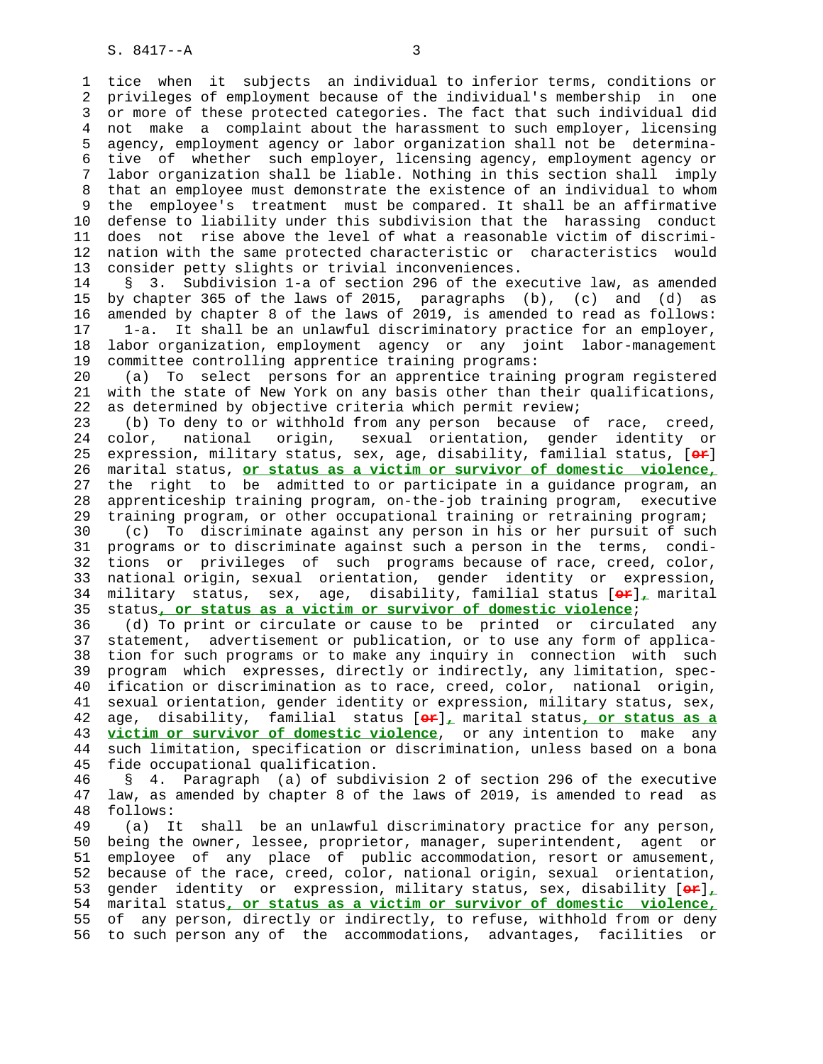tice when it subjects an individual to inferior terms, conditions or privileges of employment because of the individual's membership in one or more of these protected categories. The fact that such individual did not make a complaint about the harassment to such employer, licensing agency, employment agency or labor organization shall not be determinative of whether such employer, licensing agency, employment agency or labor organization shall be liable. Nothing in this section shall imply that an employee must demonstrate the existence of an individual to whom the employee's treatment must be compared. It shall be an affirmative defense to liability under this subdivision that the harassing conduct does not rise above the level of what a reasonable victim of discrimination with the same protected characteristic or characteristics would consider petty slights or trivial inconveniences.

§ 3. Subdivision 1-a of section 296 of the executive law, as amended by chapter 365 of the laws of 2015, paragraphs (b), (c) and (d) as amended by chapter 8 of the laws of 2019, is amended to read as follows:

1-a. It shall be an unlawful discriminatory practice for an employer, labor organization, employment agency or any joint labor-management committee controlling apprentice training programs:

(a) To select persons for an apprentice training program registered with the state of New York on any basis other than their qualifications, as determined by objective criteria which permit review;

(b) To deny to or withhold from any person because of race, creed, color, national origin, sexual orientation, gender identity or expression, military status, sex, age, disability, familial status, [~~or~~] marital status, **or status as a victim or survivor of domestic violence,** the right to be admitted to or participate in a guidance program, an apprenticeship training program, on-the-job training program, executive training program, or other occupational training or retraining program;

(c) To discriminate against any person in his or her pursuit of such programs or to discriminate against such a person in the terms, conditions or privileges of such programs because of race, creed, color, national origin, sexual orientation, gender identity or expression, military status, sex, age, disability, familial status [~~or~~]**,** marital status**, or status as a victim or survivor of domestic violence**;

(d) To print or circulate or cause to be printed or circulated any statement, advertisement or publication, or to use any form of application for such programs or to make any inquiry in connection with such program which expresses, directly or indirectly, any limitation, specification or discrimination as to race, creed, color, national origin, sexual orientation, gender identity or expression, military status, sex, age, disability, familial status [~~or~~]**,** marital status**, or status as a victim or survivor of domestic violence**, or any intention to make any such limitation, specification or discrimination, unless based on a bona fide occupational qualification.

§ 4. Paragraph (a) of subdivision 2 of section 296 of the executive law, as amended by chapter 8 of the laws of 2019, is amended to read as follows:

(a) It shall be an unlawful discriminatory practice for any person, being the owner, lessee, proprietor, manager, superintendent, agent or employee of any place of public accommodation, resort or amusement, because of the race, creed, color, national origin, sexual orientation, gender identity or expression, military status, sex, disability [~~or~~]**,** marital status**, or status as a victim or survivor of domestic violence,** of any person, directly or indirectly, to refuse, withhold from or deny to such person any of the accommodations, advantages, facilities or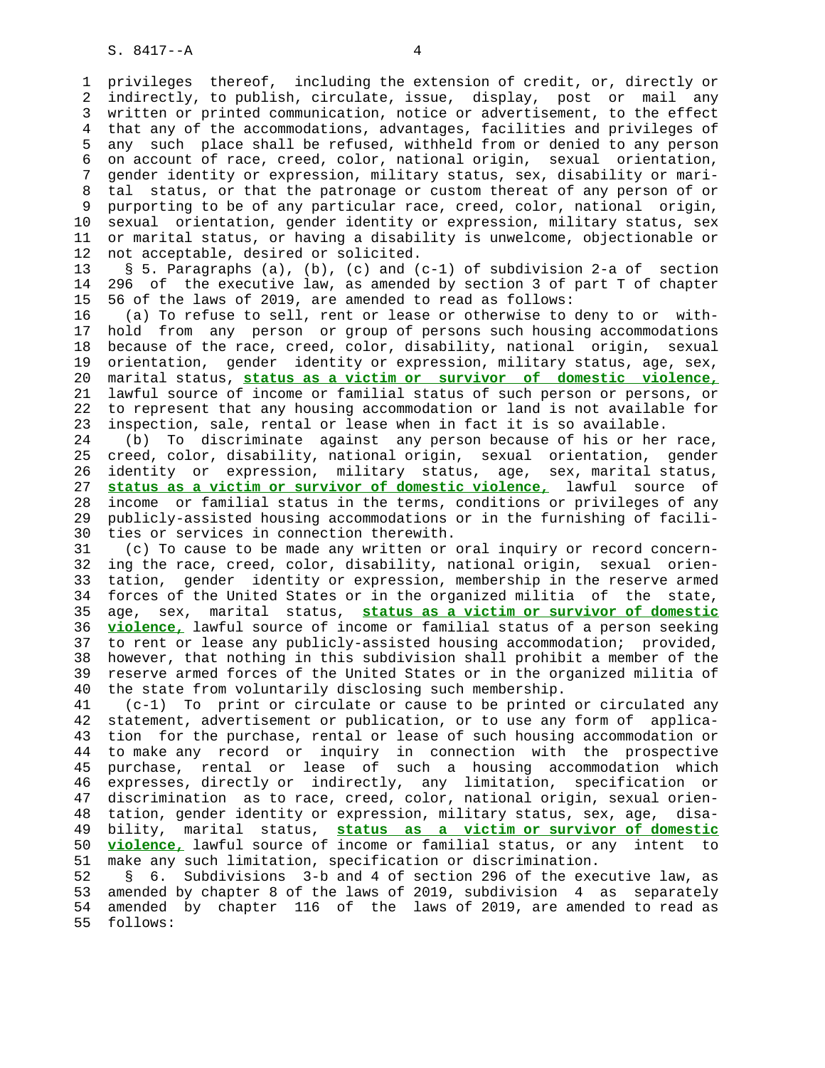privileges thereof, including the extension of credit, or, directly or indirectly, to publish, circulate, issue, display, post or mail any written or printed communication, notice or advertisement, to the effect that any of the accommodations, advantages, facilities and privileges of any such place shall be refused, withheld from or denied to any person on account of race, creed, color, national origin, sexual orientation, gender identity or expression, military status, sex, disability or marital status, or that the patronage or custom thereat of any person of or purporting to be of any particular race, creed, color, national origin, sexual orientation, gender identity or expression, military status, sex or marital status, or having a disability is unwelcome, objectionable or not acceptable, desired or solicited.

§ 5. Paragraphs (a), (b), (c) and (c-1) of subdivision 2-a of section 296 of the executive law, as amended by section 3 of part T of chapter 56 of the laws of 2019, are amended to read as follows:

(a) To refuse to sell, rent or lease or otherwise to deny to or withhold from any person or group of persons such housing accommodations because of the race, creed, color, disability, national origin, sexual orientation, gender identity or expression, military status, age, sex, marital status, **status as a victim or survivor of domestic violence,** lawful source of income or familial status of such person or persons, or to represent that any housing accommodation or land is not available for inspection, sale, rental or lease when in fact it is so available.

(b) To discriminate against any person because of his or her race, creed, color, disability, national origin, sexual orientation, gender identity or expression, military status, age, sex, marital status, **status as a victim or survivor of domestic violence,** lawful source of income or familial status in the terms, conditions or privileges of any publicly-assisted housing accommodations or in the furnishing of facilities or services in connection therewith.

(c) To cause to be made any written or oral inquiry or record concerning the race, creed, color, disability, national origin, sexual orientation, gender identity or expression, membership in the reserve armed forces of the United States or in the organized militia of the state, age, sex, marital status, **status as a victim or survivor of domestic violence,** lawful source of income or familial status of a person seeking to rent or lease any publicly-assisted housing accommodation; provided, however, that nothing in this subdivision shall prohibit a member of the reserve armed forces of the United States or in the organized militia of the state from voluntarily disclosing such membership.

(c-1) To print or circulate or cause to be printed or circulated any statement, advertisement or publication, or to use any form of application for the purchase, rental or lease of such housing accommodation or to make any record or inquiry in connection with the prospective purchase, rental or lease of such a housing accommodation which expresses, directly or indirectly, any limitation, specification or discrimination as to race, creed, color, national origin, sexual orientation, gender identity or expression, military status, sex, age, disability, marital status, **status as a victim or survivor of domestic violence,** lawful source of income or familial status, or any intent to make any such limitation, specification or discrimination.

§ 6. Subdivisions 3-b and 4 of section 296 of the executive law, as amended by chapter 8 of the laws of 2019, subdivision 4 as separately amended by chapter 116 of the laws of 2019, are amended to read as follows: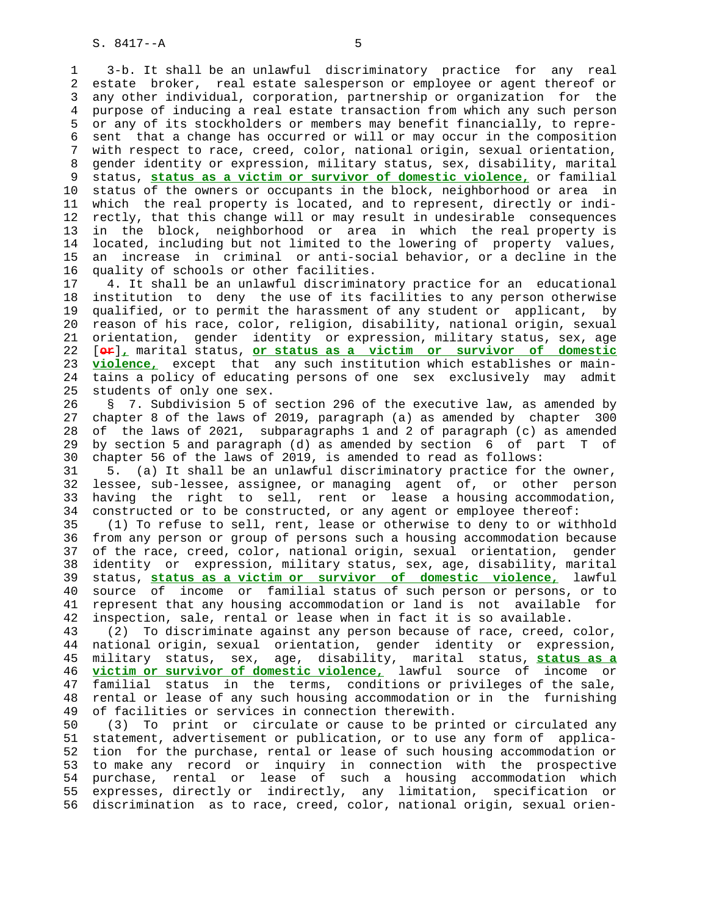3-b. It shall be an unlawful discriminatory practice for any real estate broker, real estate salesperson or employee or agent thereof or any other individual, corporation, partnership or organization for the purpose of inducing a real estate transaction from which any such person or any of its stockholders or members may benefit financially, to represent that a change has occurred or will or may occur in the composition with respect to race, creed, color, national origin, sexual orientation, gender identity or expression, military status, sex, disability, marital status, **status as a victim or survivor of domestic violence,** or familial status of the owners or occupants in the block, neighborhood or area in which the real property is located, and to represent, directly or indirectly, that this change will or may result in undesirable consequences in the block, neighborhood or area in which the real property is located, including but not limited to the lowering of property values, an increase in criminal or anti-social behavior, or a decline in the quality of schools or other facilities.

4. It shall be an unlawful discriminatory practice for an educational institution to deny the use of its facilities to any person otherwise qualified, or to permit the harassment of any student or applicant, by reason of his race, color, religion, disability, national origin, sexual orientation, gender identity or expression, military status, sex, age [~~or~~]**,** marital status, **or status as a victim or survivor of domestic violence,** except that any such institution which establishes or maintains a policy of educating persons of one sex exclusively may admit students of only one sex.

§ 7. Subdivision 5 of section 296 of the executive law, as amended by chapter 8 of the laws of 2019, paragraph (a) as amended by chapter 300 of the laws of 2021, subparagraphs 1 and 2 of paragraph (c) as amended by section 5 and paragraph (d) as amended by section 6 of part T of chapter 56 of the laws of 2019, is amended to read as follows:

5. (a) It shall be an unlawful discriminatory practice for the owner, lessee, sub-lessee, assignee, or managing agent of, or other person having the right to sell, rent or lease a housing accommodation, constructed or to be constructed, or any agent or employee thereof:

(1) To refuse to sell, rent, lease or otherwise to deny to or withhold from any person or group of persons such a housing accommodation because of the race, creed, color, national origin, sexual orientation, gender identity or expression, military status, sex, age, disability, marital status, **status as a victim or survivor of domestic violence,** lawful source of income or familial status of such person or persons, or to represent that any housing accommodation or land is not available for inspection, sale, rental or lease when in fact it is so available.

(2) To discriminate against any person because of race, creed, color, national origin, sexual orientation, gender identity or expression, military status, sex, age, disability, marital status, **status as a victim or survivor of domestic violence,** lawful source of income or familial status in the terms, conditions or privileges of the sale, rental or lease of any such housing accommodation or in the furnishing of facilities or services in connection therewith.

(3) To print or circulate or cause to be printed or circulated any statement, advertisement or publication, or to use any form of application for the purchase, rental or lease of such housing accommodation or to make any record or inquiry in connection with the prospective purchase, rental or lease of such a housing accommodation which expresses, directly or indirectly, any limitation, specification or discrimination as to race, creed, color, national origin, sexual orien-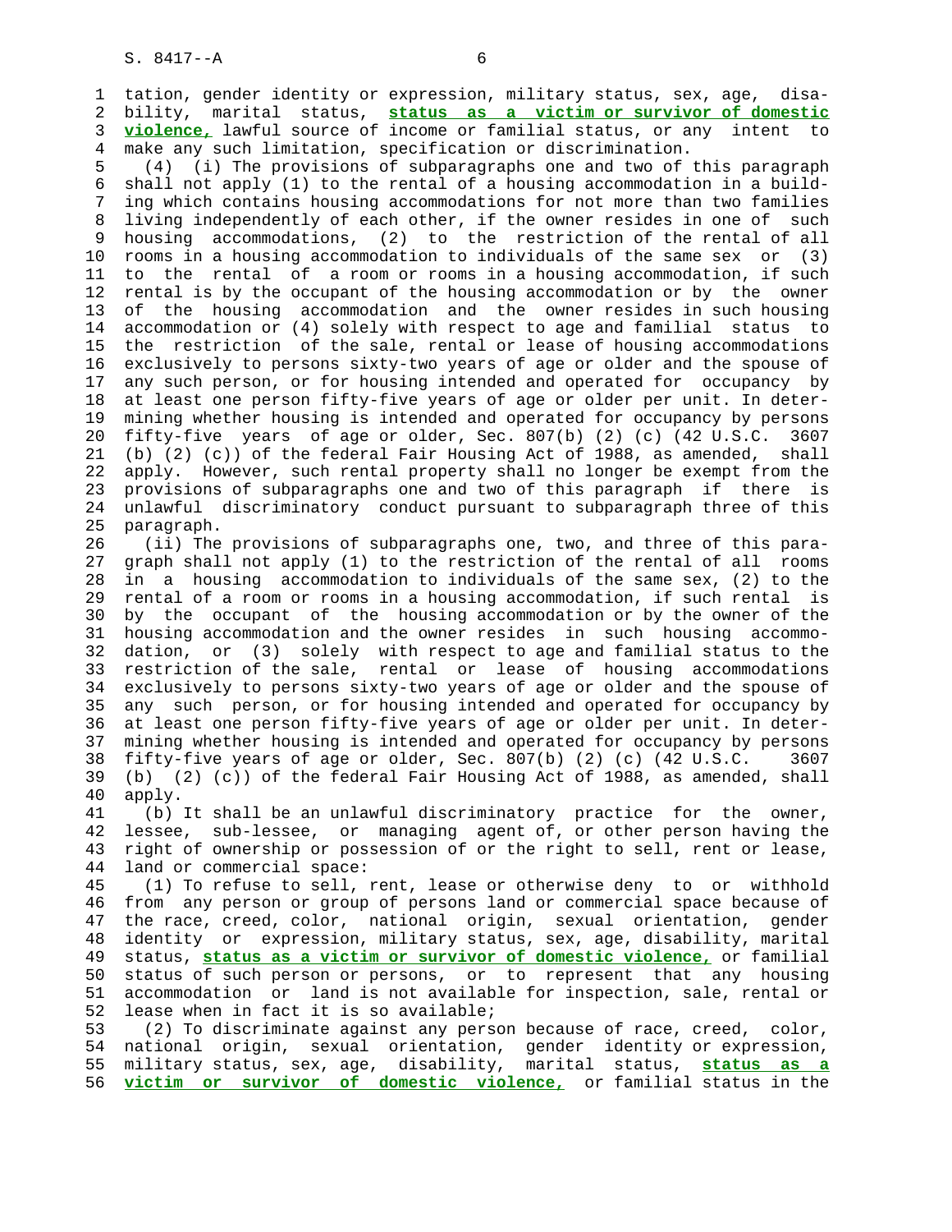tation, gender identity or expression, military status, sex, age, disability, marital status, **status as a victim or survivor of domestic violence,** lawful source of income or familial status, or any intent to make any such limitation, specification or discrimination.

(4) (i) The provisions of subparagraphs one and two of this paragraph shall not apply (1) to the rental of a housing accommodation in a building which contains housing accommodations for not more than two families living independently of each other, if the owner resides in one of such housing accommodations, (2) to the restriction of the rental of all rooms in a housing accommodation to individuals of the same sex or (3) to the rental of a room or rooms in a housing accommodation, if such rental is by the occupant of the housing accommodation or by the owner of the housing accommodation and the owner resides in such housing accommodation or (4) solely with respect to age and familial status to the restriction of the sale, rental or lease of housing accommodations exclusively to persons sixty-two years of age or older and the spouse of any such person, or for housing intended and operated for occupancy by at least one person fifty-five years of age or older per unit. In determining whether housing is intended and operated for occupancy by persons fifty-five years of age or older, Sec. 807(b) (2) (c) (42 U.S.C. 3607 (b) (2) (c)) of the federal Fair Housing Act of 1988, as amended, shall apply. However, such rental property shall no longer be exempt from the provisions of subparagraphs one and two of this paragraph if there is unlawful discriminatory conduct pursuant to subparagraph three of this paragraph.

(ii) The provisions of subparagraphs one, two, and three of this paragraph shall not apply (1) to the restriction of the rental of all rooms in a housing accommodation to individuals of the same sex, (2) to the rental of a room or rooms in a housing accommodation, if such rental is by the occupant of the housing accommodation or by the owner of the housing accommodation and the owner resides in such housing accommodation, or (3) solely with respect to age and familial status to the restriction of the sale, rental or lease of housing accommodations exclusively to persons sixty-two years of age or older and the spouse of any such person, or for housing intended and operated for occupancy by at least one person fifty-five years of age or older per unit. In determining whether housing is intended and operated for occupancy by persons fifty-five years of age or older, Sec. 807(b) (2) (c) (42 U.S.C. 3607 (b) (2) (c)) of the federal Fair Housing Act of 1988, as amended, shall apply.

(b) It shall be an unlawful discriminatory practice for the owner, lessee, sub-lessee, or managing agent of, or other person having the right of ownership or possession of or the right to sell, rent or lease, land or commercial space:

(1) To refuse to sell, rent, lease or otherwise deny to or withhold from any person or group of persons land or commercial space because of the race, creed, color, national origin, sexual orientation, gender identity or expression, military status, sex, age, disability, marital status, **status as a victim or survivor of domestic violence,** or familial status of such person or persons, or to represent that any housing accommodation or land is not available for inspection, sale, rental or lease when in fact it is so available;

(2) To discriminate against any person because of race, creed, color, national origin, sexual orientation, gender identity or expression, military status, sex, age, disability, marital status, **status as a victim or survivor of domestic violence,** or familial status in the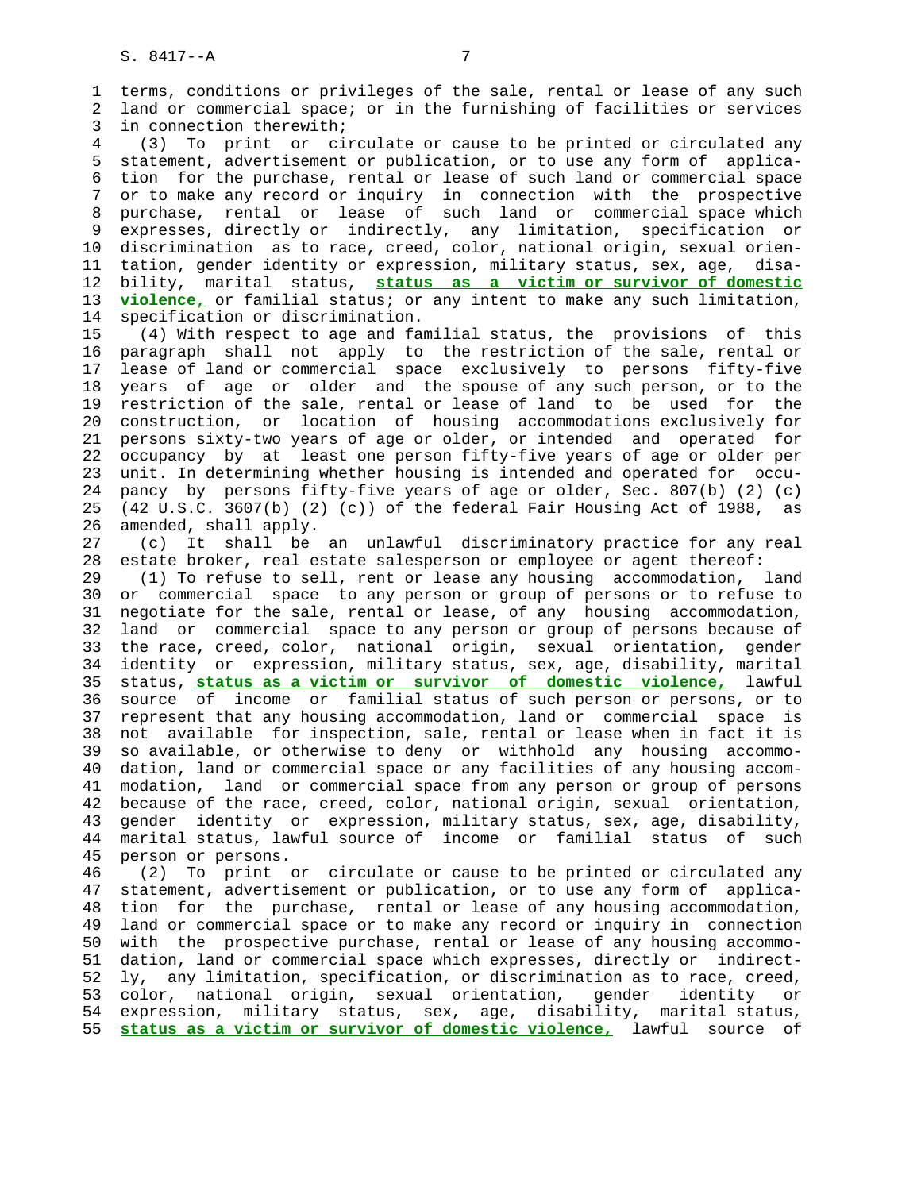terms, conditions or privileges of the sale, rental or lease of any such land or commercial space; or in the furnishing of facilities or services in connection therewith;

(3) To print or circulate or cause to be printed or circulated any statement, advertisement or publication, or to use any form of application for the purchase, rental or lease of such land or commercial space or to make any record or inquiry in connection with the prospective purchase, rental or lease of such land or commercial space which expresses, directly or indirectly, any limitation, specification or discrimination as to race, creed, color, national origin, sexual orientation, gender identity or expression, military status, sex, age, disability, marital status, **status as a victim or survivor of domestic violence,** or familial status; or any intent to make any such limitation, specification or discrimination.

(4) With respect to age and familial status, the provisions of this paragraph shall not apply to the restriction of the sale, rental or lease of land or commercial space exclusively to persons fifty-five years of age or older and the spouse of any such person, or to the restriction of the sale, rental or lease of land to be used for the construction, or location of housing accommodations exclusively for persons sixty-two years of age or older, or intended and operated for occupancy by at least one person fifty-five years of age or older per unit. In determining whether housing is intended and operated for occupancy by persons fifty-five years of age or older, Sec. 807(b) (2) (c) (42 U.S.C. 3607(b) (2) (c)) of the federal Fair Housing Act of 1988, as amended, shall apply.

(c) It shall be an unlawful discriminatory practice for any real estate broker, real estate salesperson or employee or agent thereof:

(1) To refuse to sell, rent or lease any housing accommodation, land or commercial space to any person or group of persons or to refuse to negotiate for the sale, rental or lease, of any housing accommodation, land or commercial space to any person or group of persons because of the race, creed, color, national origin, sexual orientation, gender identity or expression, military status, sex, age, disability, marital status, **status as a victim or survivor of domestic violence,** lawful source of income or familial status of such person or persons, or to represent that any housing accommodation, land or commercial space is not available for inspection, sale, rental or lease when in fact it is so available, or otherwise to deny or withhold any housing accommodation, land or commercial space or any facilities of any housing accommodation, land or commercial space from any person or group of persons because of the race, creed, color, national origin, sexual orientation, gender identity or expression, military status, sex, age, disability, marital status, lawful source of income or familial status of such person or persons.

(2) To print or circulate or cause to be printed or circulated any statement, advertisement or publication, or to use any form of application for the purchase, rental or lease of any housing accommodation, land or commercial space or to make any record or inquiry in connection with the prospective purchase, rental or lease of any housing accommodation, land or commercial space which expresses, directly or indirectly, any limitation, specification, or discrimination as to race, creed, color, national origin, sexual orientation, gender identity or expression, military status, sex, age, disability, marital status, **status as a victim or survivor of domestic violence,** lawful source of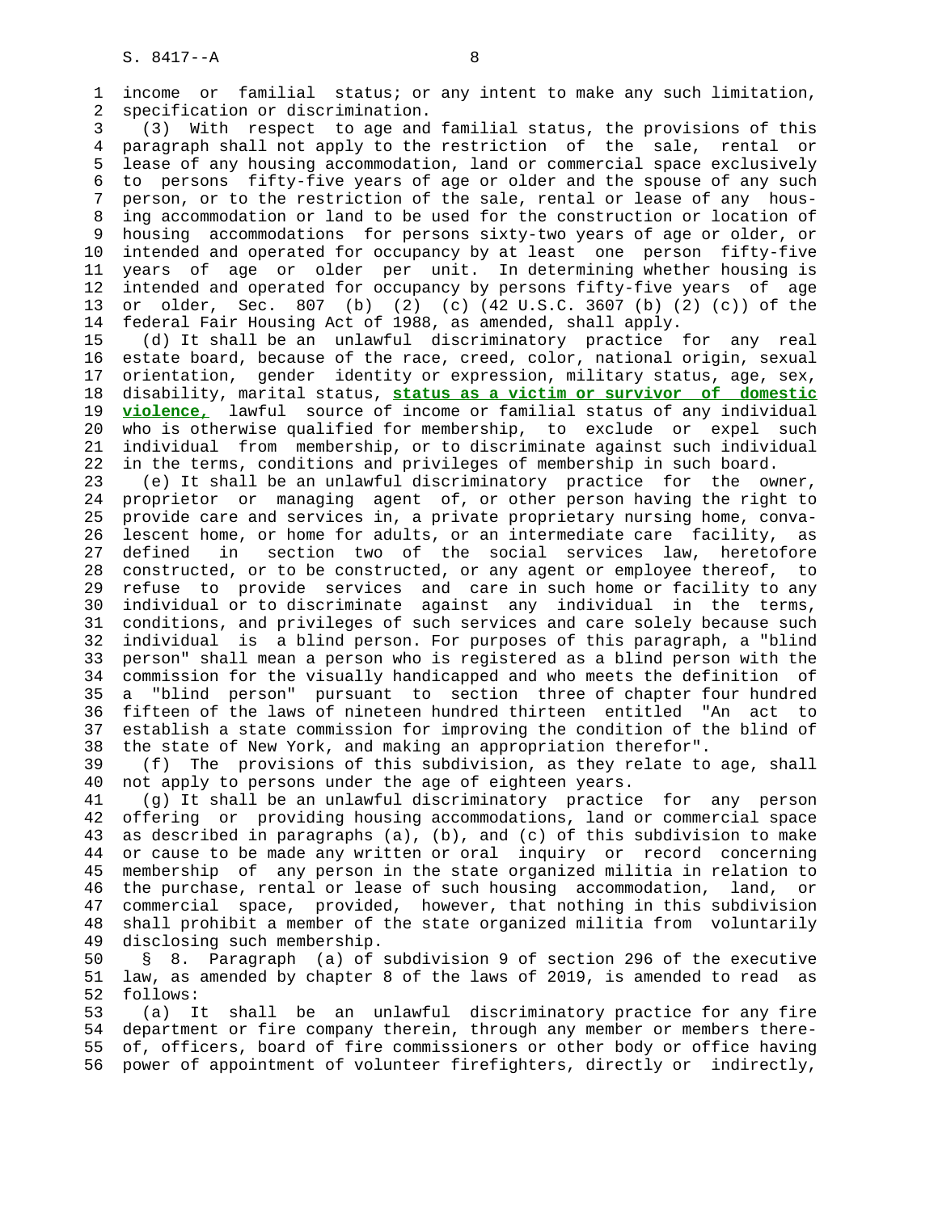income or familial status; or any intent to make any such limitation, specification or discrimination.

(3) With respect to age and familial status, the provisions of this paragraph shall not apply to the restriction of the sale, rental or lease of any housing accommodation, land or commercial space exclusively to persons fifty-five years of age or older and the spouse of any such person, or to the restriction of the sale, rental or lease of any housing accommodation or land to be used for the construction or location of housing accommodations for persons sixty-two years of age or older, or intended and operated for occupancy by at least one person fifty-five years of age or older per unit. In determining whether housing is intended and operated for occupancy by persons fifty-five years of age or older, Sec. 807 (b) (2) (c) (42 U.S.C. 3607 (b) (2) (c)) of the federal Fair Housing Act of 1988, as amended, shall apply.

(d) It shall be an unlawful discriminatory practice for any real estate board, because of the race, creed, color, national origin, sexual orientation, gender identity or expression, military status, age, sex, disability, marital status, **status as a victim or survivor of domestic violence,** lawful source of income or familial status of any individual who is otherwise qualified for membership, to exclude or expel such individual from membership, or to discriminate against such individual in the terms, conditions and privileges of membership in such board.

(e) It shall be an unlawful discriminatory practice for the owner, proprietor or managing agent of, or other person having the right to provide care and services in, a private proprietary nursing home, convalescent home, or home for adults, or an intermediate care facility, as defined in section two of the social services law, heretofore constructed, or to be constructed, or any agent or employee thereof, to refuse to provide services and care in such home or facility to any individual or to discriminate against any individual in the terms, conditions, and privileges of such services and care solely because such individual is a blind person. For purposes of this paragraph, a "blind person" shall mean a person who is registered as a blind person with the commission for the visually handicapped and who meets the definition of a "blind person" pursuant to section three of chapter four hundred fifteen of the laws of nineteen hundred thirteen entitled "An act to establish a state commission for improving the condition of the blind of the state of New York, and making an appropriation therefor".

(f) The provisions of this subdivision, as they relate to age, shall not apply to persons under the age of eighteen years.

(g) It shall be an unlawful discriminatory practice for any person offering or providing housing accommodations, land or commercial space as described in paragraphs (a), (b), and (c) of this subdivision to make or cause to be made any written or oral inquiry or record concerning membership of any person in the state organized militia in relation to the purchase, rental or lease of such housing accommodation, land, or commercial space, provided, however, that nothing in this subdivision shall prohibit a member of the state organized militia from voluntarily disclosing such membership.

§ 8. Paragraph (a) of subdivision 9 of section 296 of the executive law, as amended by chapter 8 of the laws of 2019, is amended to read as follows:

(a) It shall be an unlawful discriminatory practice for any fire department or fire company therein, through any member or members thereof, officers, board of fire commissioners or other body or office having power of appointment of volunteer firefighters, directly or indirectly,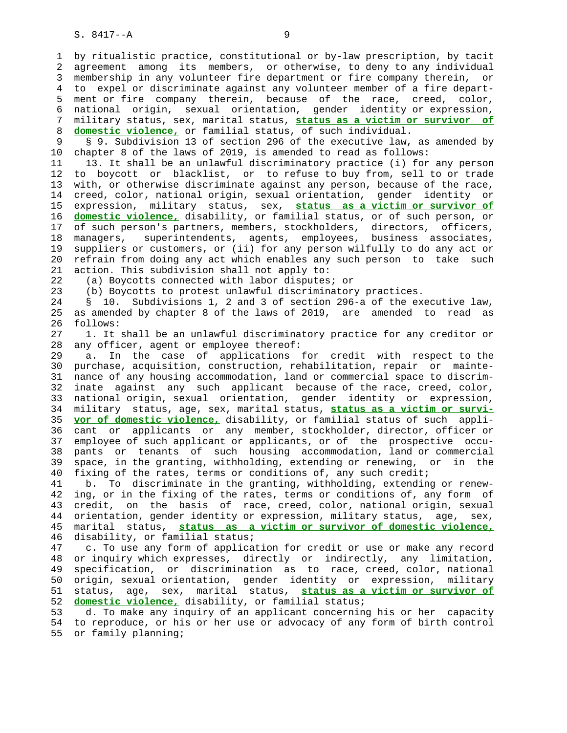by ritualistic practice, constitutional or by-law prescription, by tacit agreement among its members, or otherwise, to deny to any individual membership in any volunteer fire department or fire company therein, or to expel or discriminate against any volunteer member of a fire department or fire company therein, because of the race, creed, color, national origin, sexual orientation, gender identity or expression, military status, sex, marital status, **status as a victim or survivor of domestic violence,** or familial status, of such individual.

§ 9. Subdivision 13 of section 296 of the executive law, as amended by chapter 8 of the laws of 2019, is amended to read as follows:

13. It shall be an unlawful discriminatory practice (i) for any person to boycott or blacklist, or to refuse to buy from, sell to or trade with, or otherwise discriminate against any person, because of the race, creed, color, national origin, sexual orientation, gender identity or expression, military status, sex, **status as a victim or survivor of domestic violence,** disability, or familial status, or of such person, or of such person's partners, members, stockholders, directors, officers, managers, superintendents, agents, employees, business associates, suppliers or customers, or (ii) for any person wilfully to do any act or refrain from doing any act which enables any such person to take such action. This subdivision shall not apply to:

(a) Boycotts connected with labor disputes; or

(b) Boycotts to protest unlawful discriminatory practices.

§ 10. Subdivisions 1, 2 and 3 of section 296-a of the executive law, as amended by chapter 8 of the laws of 2019, are amended to read as follows:

1. It shall be an unlawful discriminatory practice for any creditor or any officer, agent or employee thereof:

a. In the case of applications for credit with respect to the purchase, acquisition, construction, rehabilitation, repair or maintenance of any housing accommodation, land or commercial space to discriminate against any such applicant because of the race, creed, color, national origin, sexual orientation, gender identity or expression, military status, age, sex, marital status, **status as a victim or survivor of domestic violence,** disability, or familial status of such applicant or applicants or any member, stockholder, director, officer or employee of such applicant or applicants, or of the prospective occupants or tenants of such housing accommodation, land or commercial space, in the granting, withholding, extending or renewing, or in the fixing of the rates, terms or conditions of, any such credit;

b. To discriminate in the granting, withholding, extending or renewing, or in the fixing of the rates, terms or conditions of, any form of credit, on the basis of race, creed, color, national origin, sexual orientation, gender identity or expression, military status, age, sex, marital status, **status as a victim or survivor of domestic violence,** disability, or familial status;

c. To use any form of application for credit or use or make any record or inquiry which expresses, directly or indirectly, any limitation, specification, or discrimination as to race, creed, color, national origin, sexual orientation, gender identity or expression, military status, age, sex, marital status, **status as a victim or survivor of domestic violence,** disability, or familial status;

d. To make any inquiry of an applicant concerning his or her capacity to reproduce, or his or her use or advocacy of any form of birth control or family planning;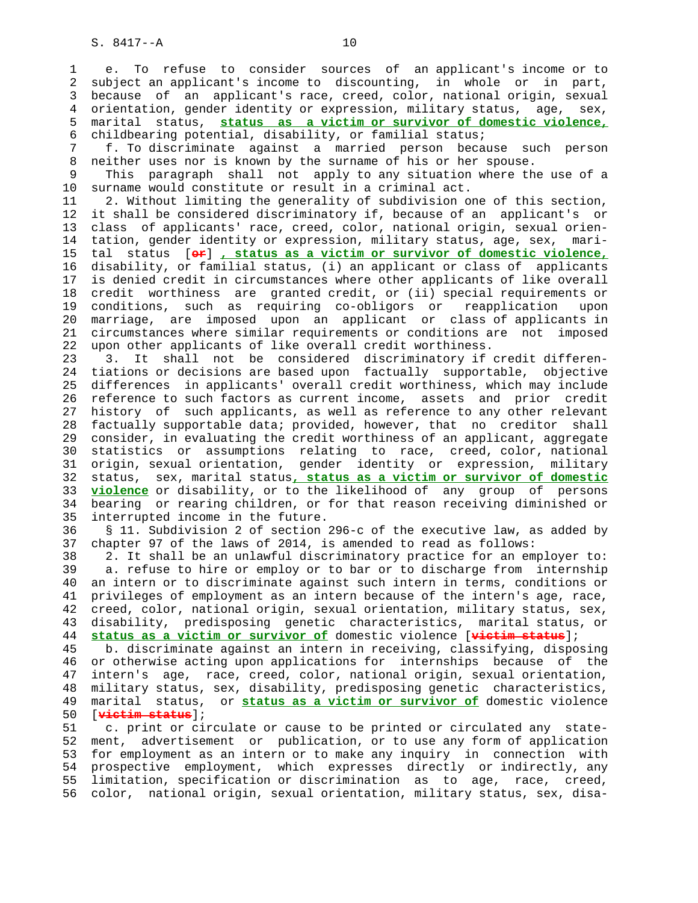e. To refuse to consider sources of an applicant's income or to subject an applicant's income to discounting, in whole or in part, because of an applicant's race, creed, color, national origin, sexual orientation, gender identity or expression, military status, age, sex, marital status, **status as a victim or survivor of domestic violence,** childbearing potential, disability, or familial status;

f. To discriminate against a married person because such person neither uses nor is known by the surname of his or her spouse.

This paragraph shall not apply to any situation where the use of a surname would constitute or result in a criminal act.

2. Without limiting the generality of subdivision one of this section, it shall be considered discriminatory if, because of an applicant's or class of applicants' race, creed, color, national origin, sexual orientation, gender identity or expression, military status, age, sex, marital status [~~or~~] **, status as a victim or survivor of domestic violence,** disability, or familial status, (i) an applicant or class of applicants is denied credit in circumstances where other applicants of like overall credit worthiness are granted credit, or (ii) special requirements or conditions, such as requiring co-obligors or reapplication upon marriage, are imposed upon an applicant or class of applicants in circumstances where similar requirements or conditions are not imposed upon other applicants of like overall credit worthiness.

3. It shall not be considered discriminatory if credit differentiations or decisions are based upon factually supportable, objective differences in applicants' overall credit worthiness, which may include reference to such factors as current income, assets and prior credit history of such applicants, as well as reference to any other relevant factually supportable data; provided, however, that no creditor shall consider, in evaluating the credit worthiness of an applicant, aggregate statistics or assumptions relating to race, creed, color, national origin, sexual orientation, gender identity or expression, military status, sex, marital status**, status as a victim or survivor of domestic violence** or disability, or to the likelihood of any group of persons bearing or rearing children, or for that reason receiving diminished or interrupted income in the future.

§ 11. Subdivision 2 of section 296-c of the executive law, as added by chapter 97 of the laws of 2014, is amended to read as follows:

2. It shall be an unlawful discriminatory practice for an employer to:

a. refuse to hire or employ or to bar or to discharge from internship an intern or to discriminate against such intern in terms, conditions or privileges of employment as an intern because of the intern's age, race, creed, color, national origin, sexual orientation, military status, sex, disability, predisposing genetic characteristics, marital status, or **status as a victim or survivor of** domestic violence [~~victim status~~];

b. discriminate against an intern in receiving, classifying, disposing or otherwise acting upon applications for internships because of the intern's age, race, creed, color, national origin, sexual orientation, military status, sex, disability, predisposing genetic characteristics, marital status, or **status as a victim or survivor of** domestic violence [~~victim status~~];

c. print or circulate or cause to be printed or circulated any statement, advertisement or publication, or to use any form of application for employment as an intern or to make any inquiry in connection with prospective employment, which expresses directly or indirectly, any limitation, specification or discrimination as to age, race, creed, color, national origin, sexual orientation, military status, sex, disa-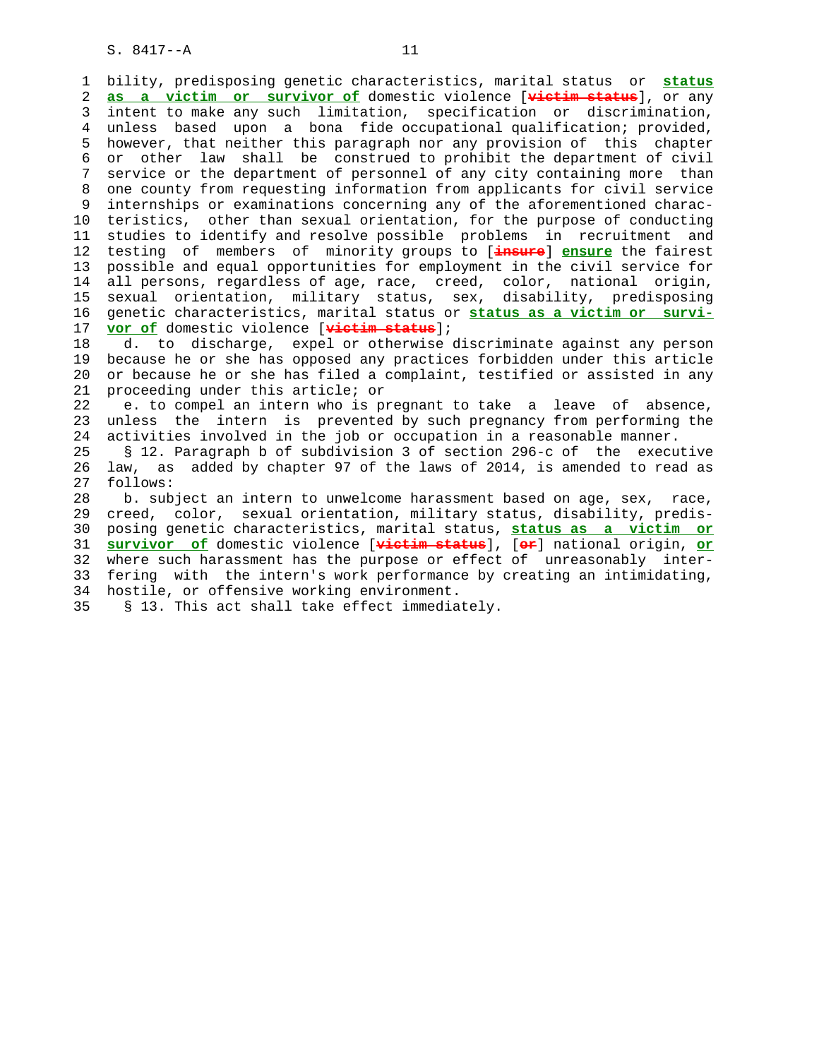bility, predisposing genetic characteristics, marital status or **status as a victim or survivor of** domestic violence [~~victim status~~], or any intent to make any such limitation, specification or discrimination, unless based upon a bona fide occupational qualification; provided, however, that neither this paragraph nor any provision of this chapter or other law shall be construed to prohibit the department of civil service or the department of personnel of any city containing more than one county from requesting information from applicants for civil service internships or examinations concerning any of the aforementioned characteristics, other than sexual orientation, for the purpose of conducting studies to identify and resolve possible problems in recruitment and testing of members of minority groups to [~~insure~~] **ensure** the fairest possible and equal opportunities for employment in the civil service for all persons, regardless of age, race, creed, color, national origin, sexual orientation, military status, sex, disability, predisposing genetic characteristics, marital status or **status as a victim or survivor of** domestic violence [~~victim status~~];

d. to discharge, expel or otherwise discriminate against any person because he or she has opposed any practices forbidden under this article or because he or she has filed a complaint, testified or assisted in any proceeding under this article; or

e. to compel an intern who is pregnant to take a leave of absence, unless the intern is prevented by such pregnancy from performing the activities involved in the job or occupation in a reasonable manner.

§ 12. Paragraph b of subdivision 3 of section 296-c of the executive law, as added by chapter 97 of the laws of 2014, is amended to read as follows:

b. subject an intern to unwelcome harassment based on age, sex, race, creed, color, sexual orientation, military status, disability, predisposing genetic characteristics, marital status, **status as a victim or survivor of** domestic violence [~~victim status~~], [~~or~~] national origin, **or** where such harassment has the purpose or effect of unreasonably interfering with the intern's work performance by creating an intimidating, hostile, or offensive working environment.

§ 13. This act shall take effect immediately.